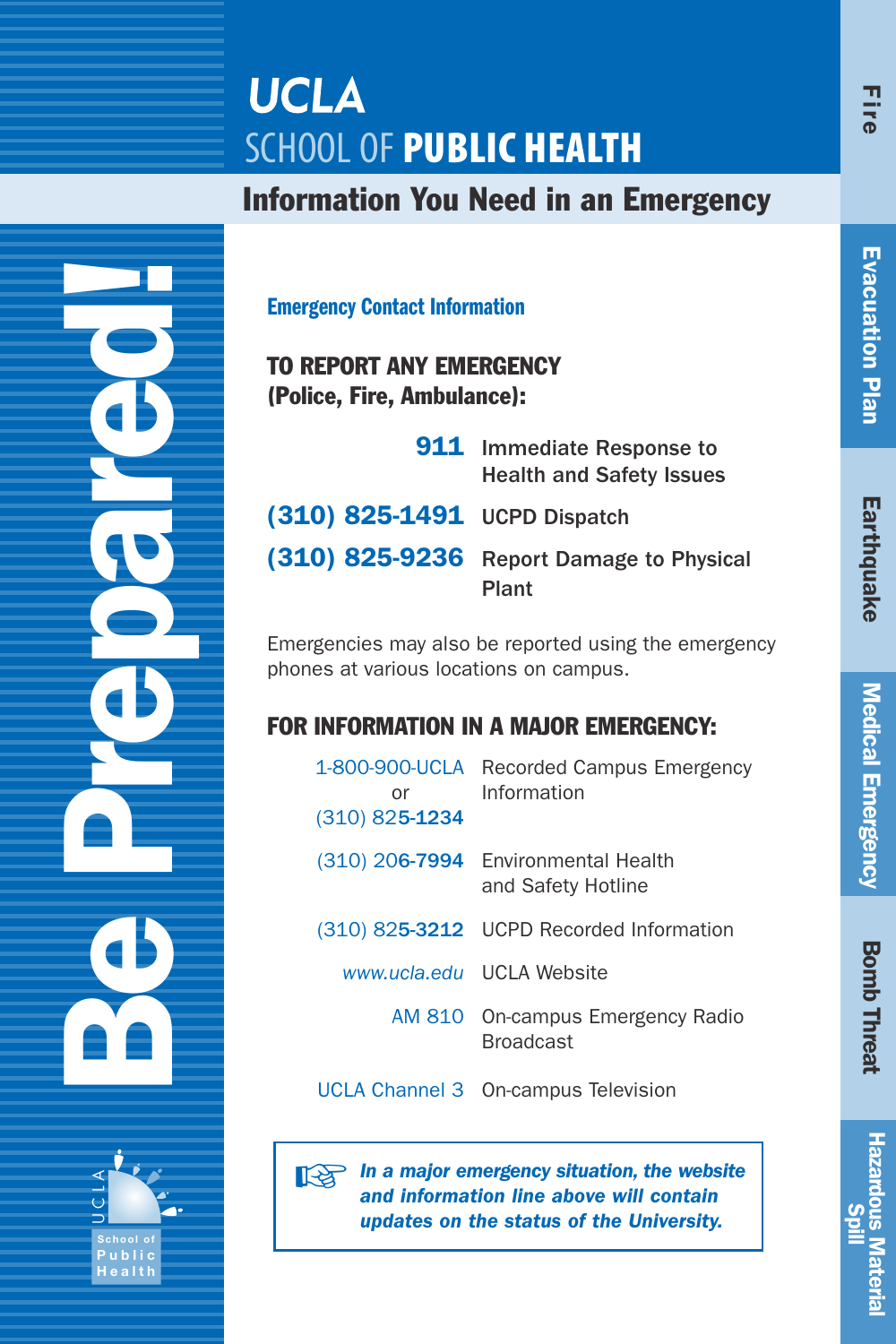# UCLA SCHOOL OF PUBLIC HEALTH

## Information You Need in an Emergency

**Be Prepared!**

Fire | Evacuation Plan | Earthquake | Medical Emergency | Bomb Threat | Hazardous Material Spill

### Emergency Contact Information

**TO REPORT ANY EMERGENCY (Police, Fire, Ambulance):**

| | |
|---|---|
| **911** | Immediate Response to Health and Safety Issues |
| **(310) 825-1491** | UCPD Dispatch |
| **(310) 825-9236** | Report Damage to Physical Plant |

Emergencies may also be reported using the emergency phones at various locations on campus.

**FOR INFORMATION IN A MAJOR EMERGENCY:**

| | |
|---|---|
| 1-800-900-UCLA or (310) 825-**1234** | Recorded Campus Emergency Information |
| (310) 206-**7994** | Environmental Health and Safety Hotline |
| (310) 825-**3212** | UCPD Recorded Information |
| *www.ucla.edu* | UCLA Website |
| AM 810 | On-campus Emergency Radio Broadcast |
| UCLA Channel 3 | On-campus Television |

***In a major emergency situation, the website and information line above will contain updates on the status of the University.***

UCLA School of Public Health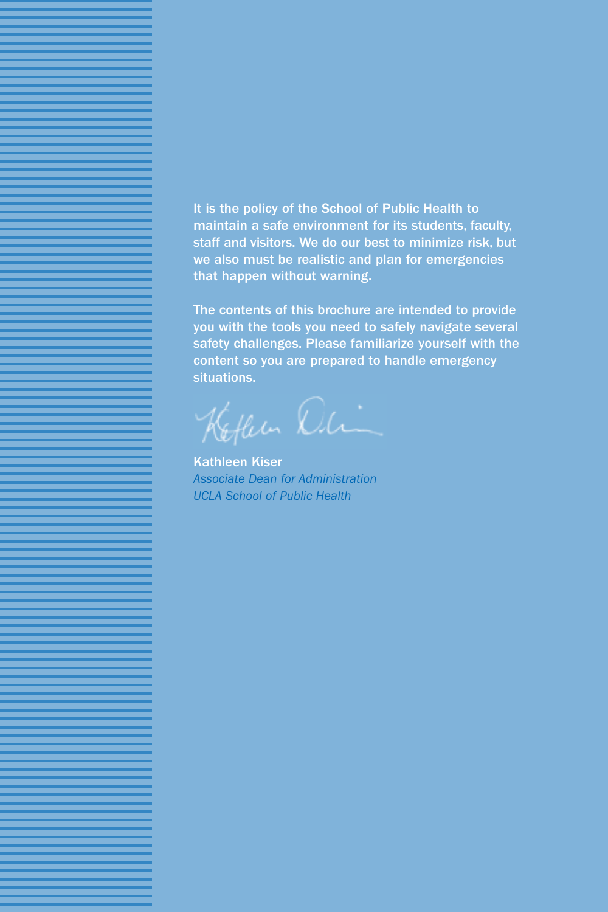It is the policy of the School of Public Health to maintain a safe environment for its students, faculty, staff and visitors. We do our best to minimize risk, but we also must be realistic and plan for emergencies that happen without warning.

The contents of this brochure are intended to provide you with the tools you need to safely navigate several safety challenges. Please familiarize yourself with the content so you are prepared to handle emergency situations.

Kathleen Kiser
*Associate Dean for Administration*
*UCLA School of Public Health*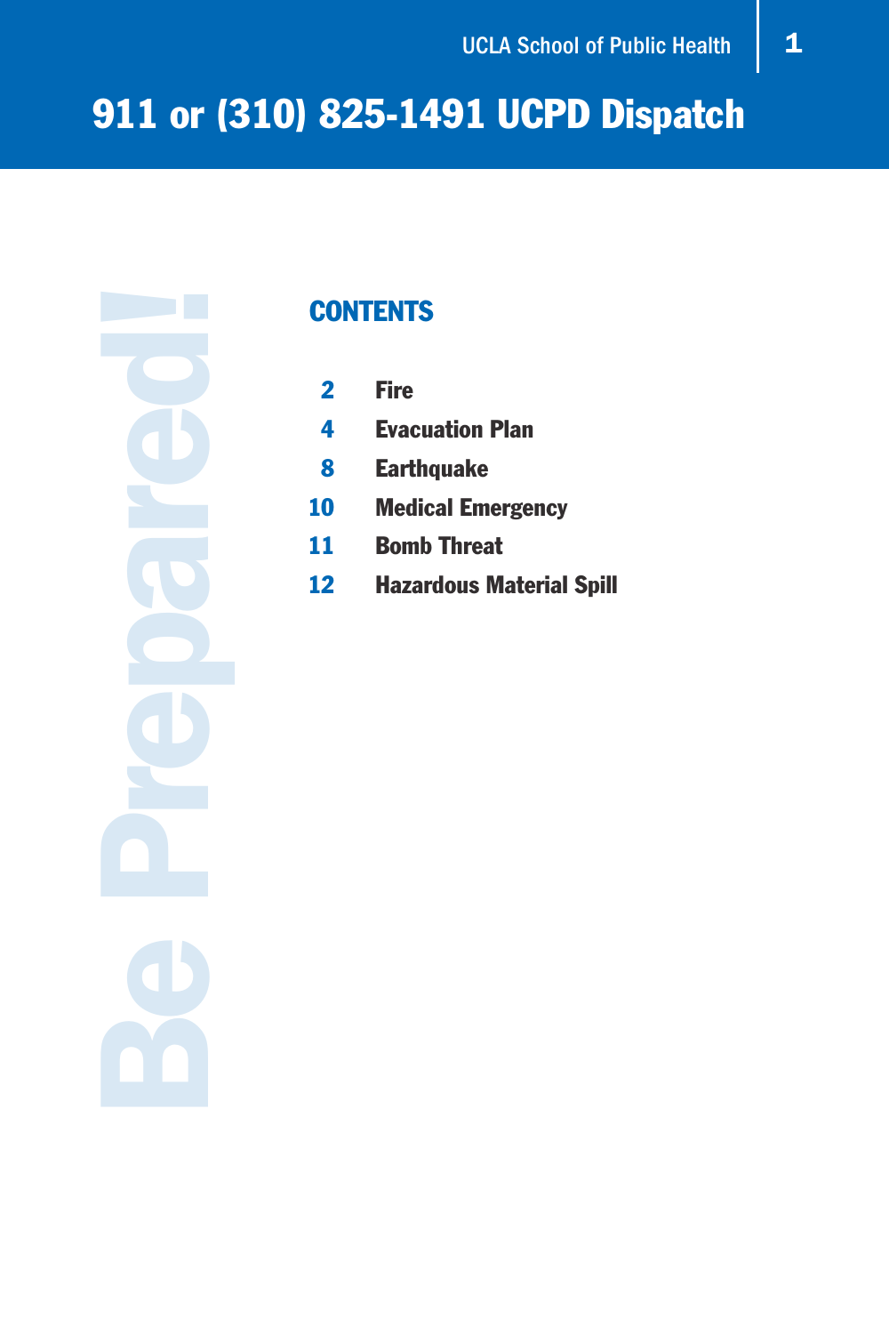# 911 or (310) 825-1491 UCPD Dispatch

Be Prepared!

## CONTENTS

| | |
|---|---|
| 2 | Fire |
| 4 | Evacuation Plan |
| 8 | Earthquake |
| 10 | Medical Emergency |
| 11 | Bomb Threat |
| 12 | Hazardous Material Spill |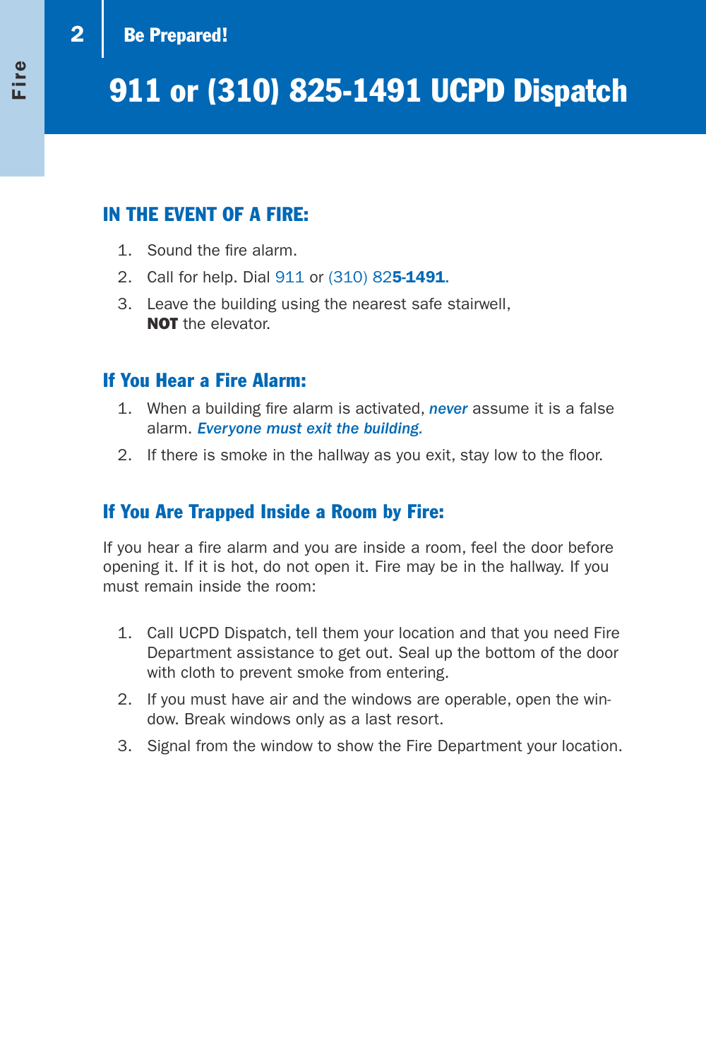# 911 or (310) 825-1491 UCPD Dispatch

## IN THE EVENT OF A FIRE:

1. Sound the fire alarm.
2. Call for help. Dial 911 or (310) 825-1491.
3. Leave the building using the nearest safe stairwell, **NOT** the elevator.

## If You Hear a Fire Alarm:

1. When a building fire alarm is activated, ***never*** assume it is a false alarm. ***Everyone must exit the building.***
2. If there is smoke in the hallway as you exit, stay low to the floor.

## If You Are Trapped Inside a Room by Fire:

If you hear a fire alarm and you are inside a room, feel the door before opening it. If it is hot, do not open it. Fire may be in the hallway. If you must remain inside the room:

1. Call UCPD Dispatch, tell them your location and that you need Fire Department assistance to get out. Seal up the bottom of the door with cloth to prevent smoke from entering.
2. If you must have air and the windows are operable, open the window. Break windows only as a last resort.
3. Signal from the window to show the Fire Department your location.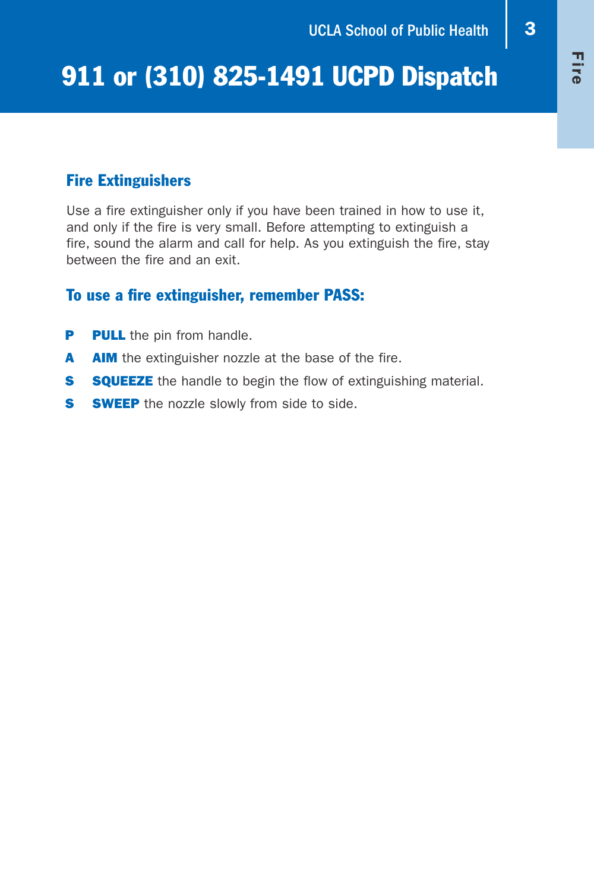# 911 or (310) 825-1491 UCPD Dispatch

## Fire Extinguishers

Use a fire extinguisher only if you have been trained in how to use it, and only if the fire is very small. Before attempting to extinguish a fire, sound the alarm and call for help. As you extinguish the fire, stay between the fire and an exit.

### To use a fire extinguisher, remember PASS:

- **P** **PULL** the pin from handle.
- **A** **AIM** the extinguisher nozzle at the base of the fire.
- **S** **SQUEEZE** the handle to begin the flow of extinguishing material.
- **S** **SWEEP** the nozzle slowly from side to side.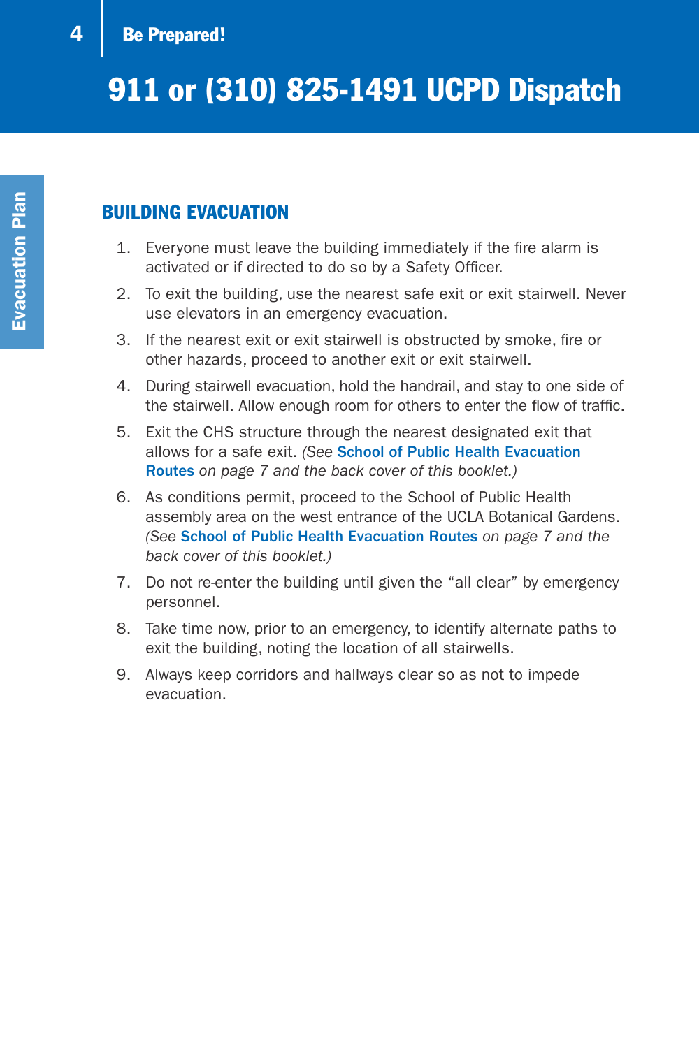# 911 or (310) 825-1491 UCPD Dispatch

## BUILDING EVACUATION

1. Everyone must leave the building immediately if the fire alarm is activated or if directed to do so by a Safety Officer.
2. To exit the building, use the nearest safe exit or exit stairwell. Never use elevators in an emergency evacuation.
3. If the nearest exit or exit stairwell is obstructed by smoke, fire or other hazards, proceed to another exit or exit stairwell.
4. During stairwell evacuation, hold the handrail, and stay to one side of the stairwell. Allow enough room for others to enter the flow of traffic.
5. Exit the CHS structure through the nearest designated exit that allows for a safe exit. *(See* **School of Public Health Evacuation Routes** *on page 7 and the back cover of this booklet.)*
6. As conditions permit, proceed to the School of Public Health assembly area on the west entrance of the UCLA Botanical Gardens. *(See* **School of Public Health Evacuation Routes** *on page 7 and the back cover of this booklet.)*
7. Do not re-enter the building until given the "all clear" by emergency personnel.
8. Take time now, prior to an emergency, to identify alternate paths to exit the building, noting the location of all stairwells.
9. Always keep corridors and hallways clear so as not to impede evacuation.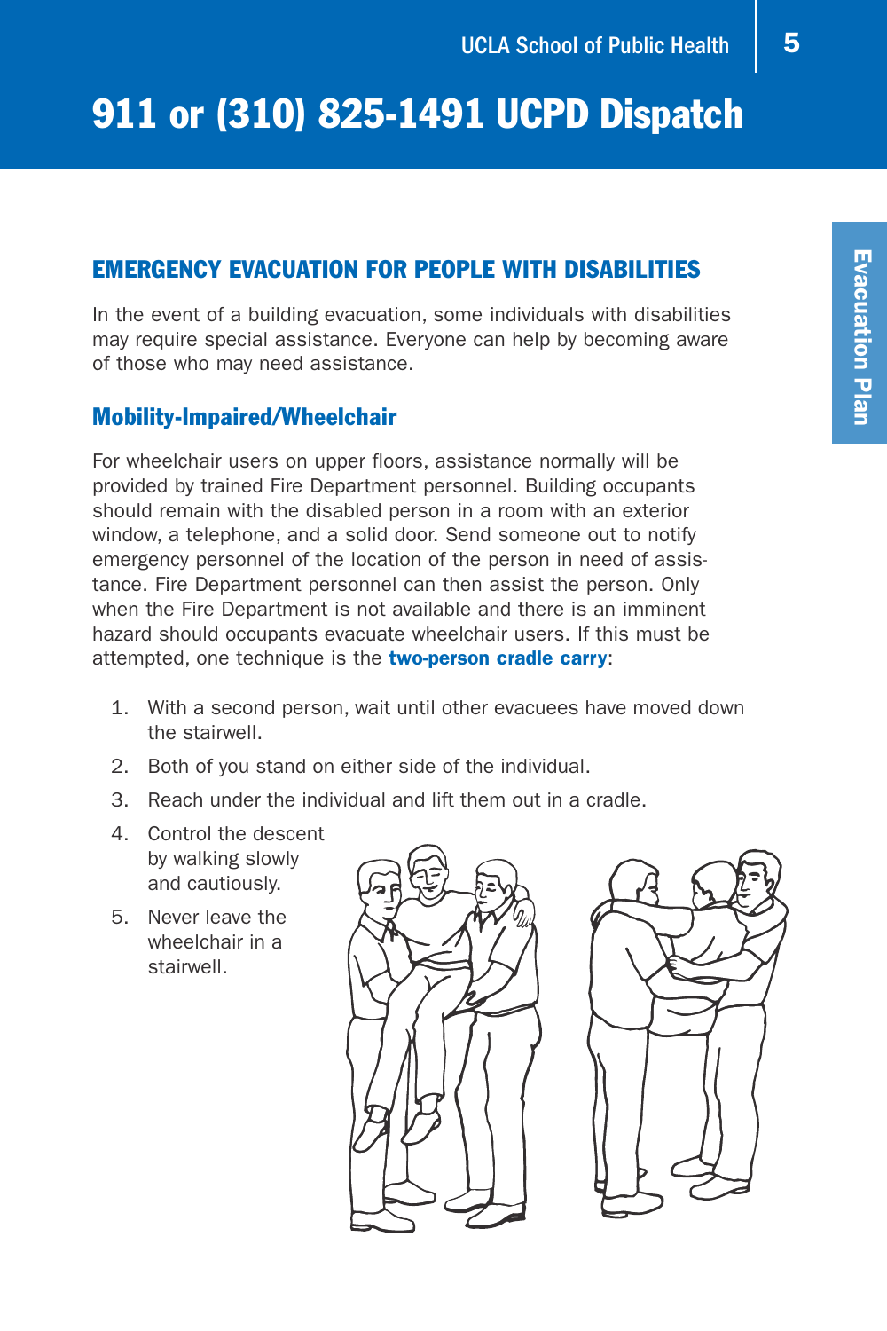# 911 or (310) 825-1491 UCPD Dispatch

## EMERGENCY EVACUATION FOR PEOPLE WITH DISABILITIES

In the event of a building evacuation, some individuals with disabilities may require special assistance. Everyone can help by becoming aware of those who may need assistance.

### Mobility-Impaired/Wheelchair

For wheelchair users on upper floors, assistance normally will be provided by trained Fire Department personnel. Building occupants should remain with the disabled person in a room with an exterior window, a telephone, and a solid door. Send someone out to notify emergency personnel of the location of the person in need of assistance. Fire Department personnel can then assist the person. Only when the Fire Department is not available and there is an imminent hazard should occupants evacuate wheelchair users. If this must be attempted, one technique is the **two-person cradle carry**:

1. With a second person, wait until other evacuees have moved down the stairwell.
2. Both of you stand on either side of the individual.
3. Reach under the individual and lift them out in a cradle.
4. Control the descent by walking slowly and cautiously.
5. Never leave the wheelchair in a stairwell.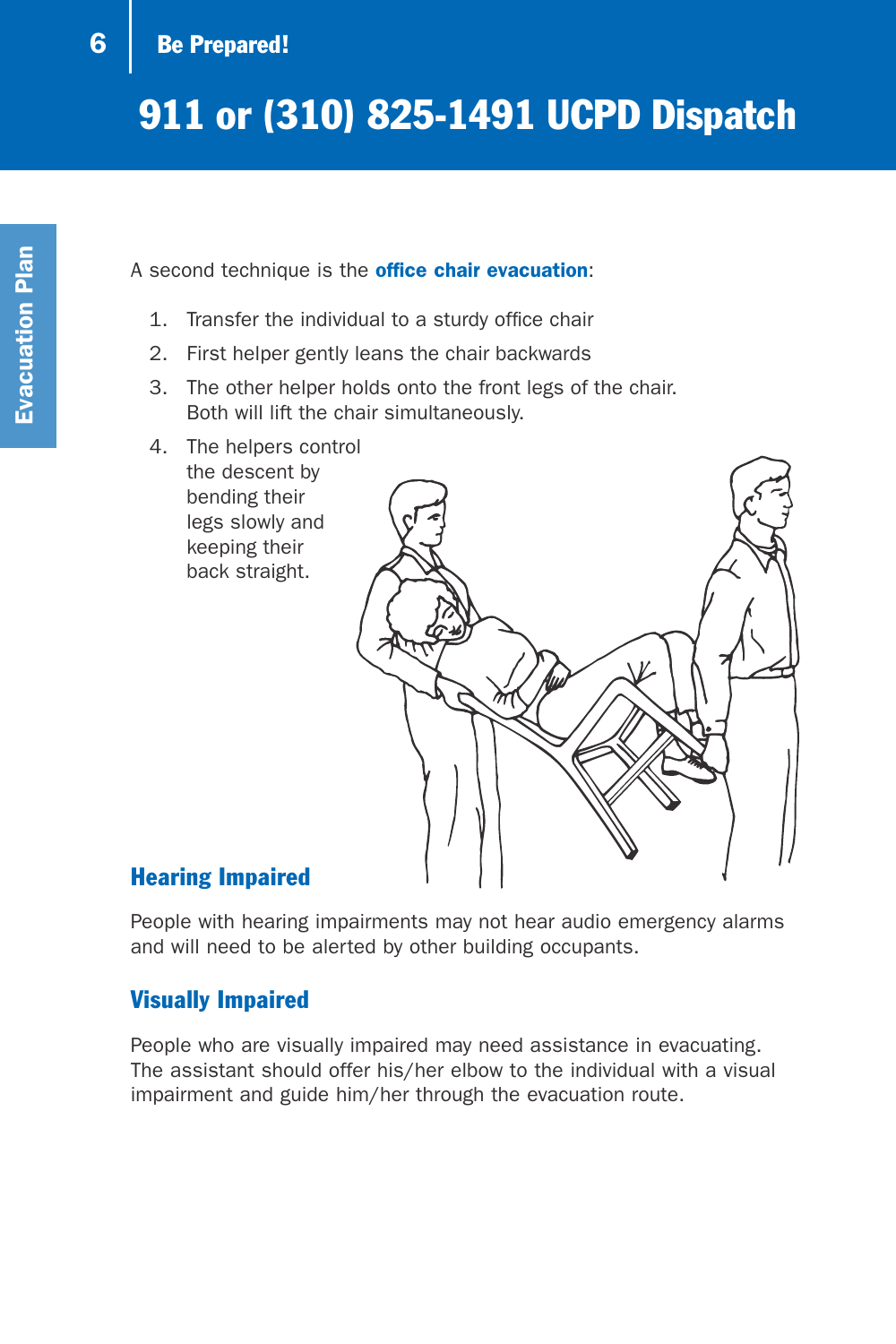# 911 or (310) 825-1491 UCPD Dispatch

A second technique is the **office chair evacuation**:

1. Transfer the individual to a sturdy office chair
2. First helper gently leans the chair backwards
3. The other helper holds onto the front legs of the chair. Both will lift the chair simultaneously.
4. The helpers control the descent by bending their legs slowly and keeping their back straight.

## Hearing Impaired

People with hearing impairments may not hear audio emergency alarms and will need to be alerted by other building occupants.

## Visually Impaired

People who are visually impaired may need assistance in evacuating. The assistant should offer his/her elbow to the individual with a visual impairment and guide him/her through the evacuation route.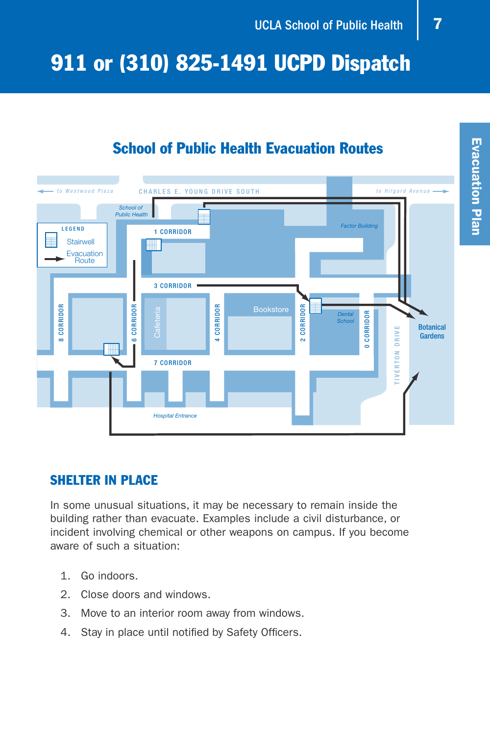# 911 or (310) 825-1491 UCPD Dispatch

## School of Public Health Evacuation Routes

to Westwood Plaza

CHARLES E. YOUNG DRIVE SOUTH

to Hilgard Avenue

School of Public Health

LEGEND

Stairwell

Evacuation Route

1 CORRIDOR

Factor Building

3 CORRIDOR

8 CORRIDOR

6 CORRIDOR

Cafeteria

4 CORRIDOR

Bookstore

2 CORRIDOR

Dental School

0 CORRIDOR

TIVERTON DRIVE

Botanical Gardens

7 CORRIDOR

Hospital Entrance

### SHELTER IN PLACE

In some unusual situations, it may be necessary to remain inside the building rather than evacuate. Examples include a civil disturbance, or incident involving chemical or other weapons on campus. If you become aware of such a situation:

1. Go indoors.
2. Close doors and windows.
3. Move to an interior room away from windows.
4. Stay in place until notified by Safety Officers.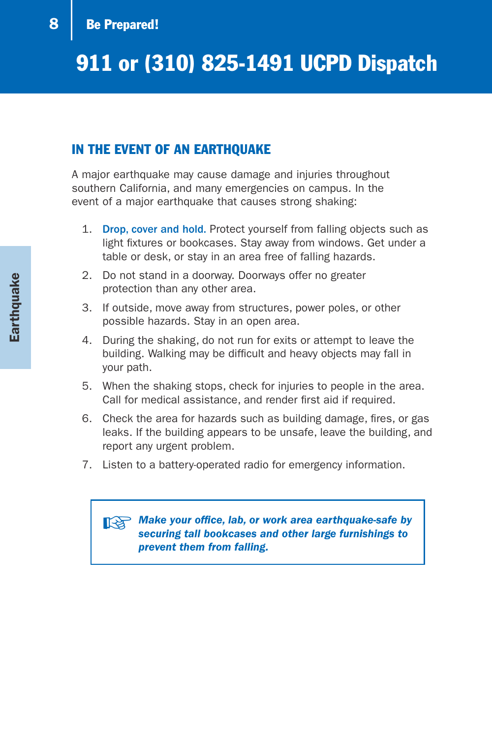# 911 or (310) 825-1491 UCPD Dispatch

## IN THE EVENT OF AN EARTHQUAKE

A major earthquake may cause damage and injuries throughout southern California, and many emergencies on campus. In the event of a major earthquake that causes strong shaking:

1. **Drop, cover and hold.** Protect yourself from falling objects such as light fixtures or bookcases. Stay away from windows. Get under a table or desk, or stay in an area free of falling hazards.
2. Do not stand in a doorway. Doorways offer no greater protection than any other area.
3. If outside, move away from structures, power poles, or other possible hazards. Stay in an open area.
4. During the shaking, do not run for exits or attempt to leave the building. Walking may be difficult and heavy objects may fall in your path.
5. When the shaking stops, check for injuries to people in the area. Call for medical assistance, and render first aid if required.
6. Check the area for hazards such as building damage, fires, or gas leaks. If the building appears to be unsafe, leave the building, and report any urgent problem.
7. Listen to a battery-operated radio for emergency information.

> ☞ ***Make your office, lab, or work area earthquake-safe by securing tall bookcases and other large furnishings to prevent them from falling.***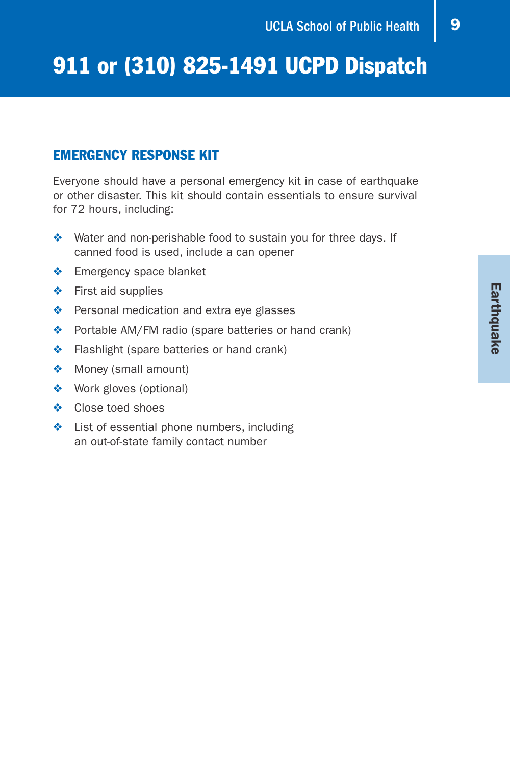# 911 or (310) 825-1491 UCPD Dispatch

## EMERGENCY RESPONSE KIT

Everyone should have a personal emergency kit in case of earthquake or other disaster. This kit should contain essentials to ensure survival for 72 hours, including:

- Water and non-perishable food to sustain you for three days. If canned food is used, include a can opener
- Emergency space blanket
- First aid supplies
- Personal medication and extra eye glasses
- Portable AM/FM radio (spare batteries or hand crank)
- Flashlight (spare batteries or hand crank)
- Money (small amount)
- Work gloves (optional)
- Close toed shoes
- List of essential phone numbers, including an out-of-state family contact number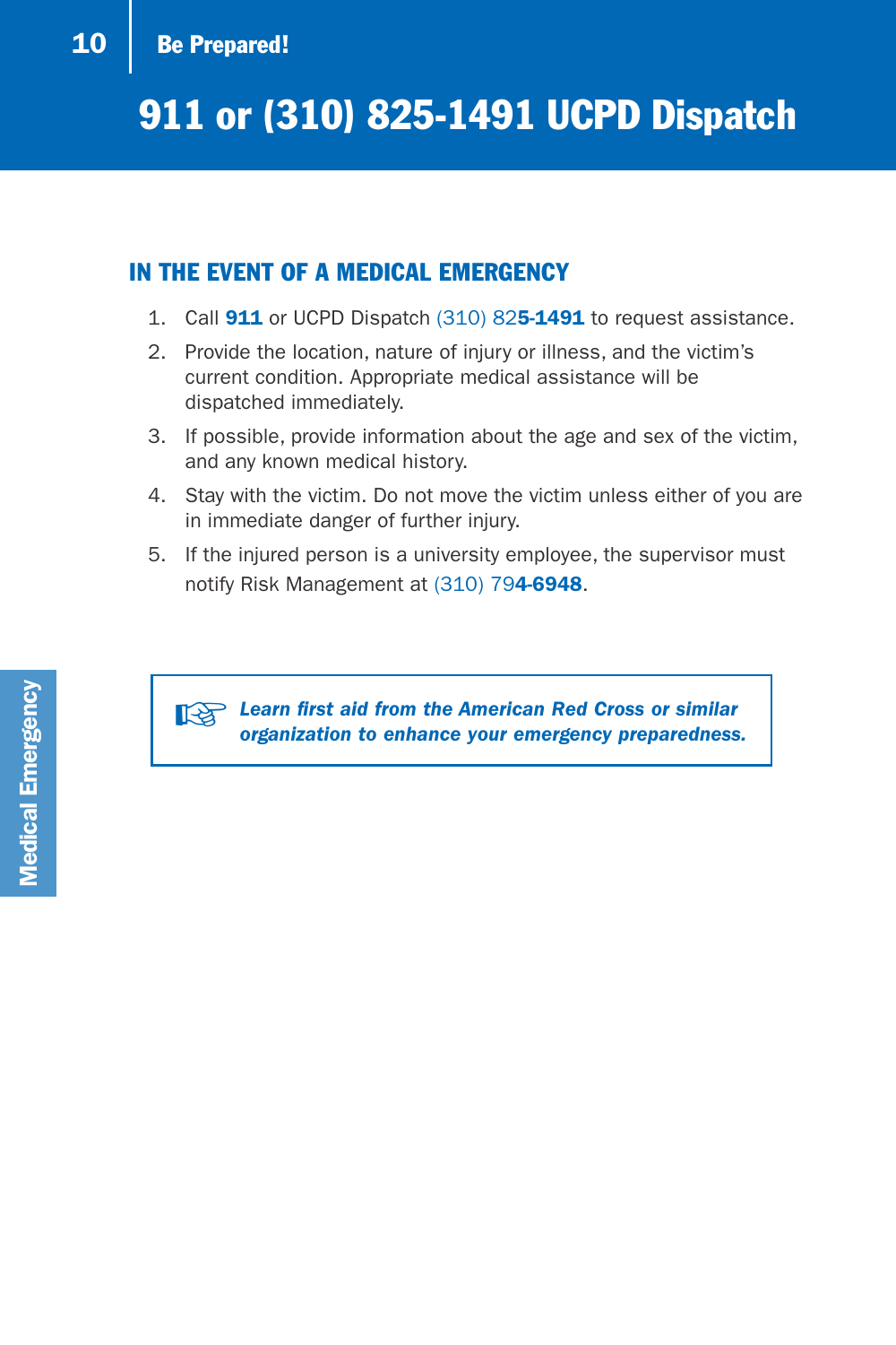# 911 or (310) 825-1491 UCPD Dispatch

## IN THE EVENT OF A MEDICAL EMERGENCY

1. Call **911** or UCPD Dispatch (310) 82**5-1491** to request assistance.
2. Provide the location, nature of injury or illness, and the victim's current condition. Appropriate medical assistance will be dispatched immediately.
3. If possible, provide information about the age and sex of the victim, and any known medical history.
4. Stay with the victim. Do not move the victim unless either of you are in immediate danger of further injury.
5. If the injured person is a university employee, the supervisor must notify Risk Management at (310) 79**4-6948**.

> ☞ ***Learn first aid from the American Red Cross or similar organization to enhance your emergency preparedness.***

Medical Emergency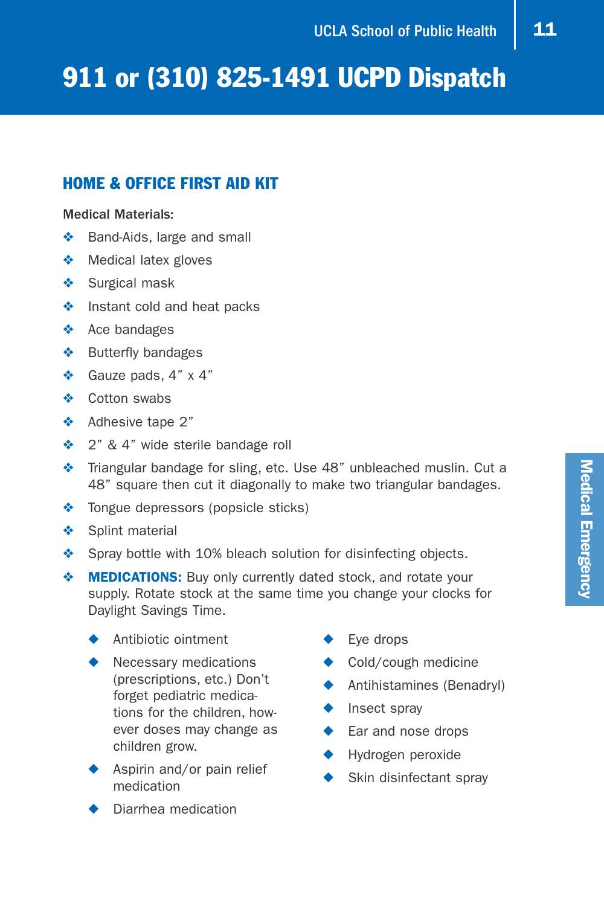# 911 or (310) 825-1491 UCPD Dispatch

## HOME & OFFICE FIRST AID KIT

Medical Materials:

- Band-Aids, large and small
- Medical latex gloves
- Surgical mask
- Instant cold and heat packs
- Ace bandages
- Butterfly bandages
- Gauze pads, 4” x 4”
- Cotton swabs
- Adhesive tape 2”
- 2” & 4” wide sterile bandage roll
- Triangular bandage for sling, etc. Use 48” unbleached muslin. Cut a 48” square then cut it diagonally to make two triangular bandages.
- Tongue depressors (popsicle sticks)
- Splint material
- Spray bottle with 10% bleach solution for disinfecting objects.
- **MEDICATIONS:** Buy only currently dated stock, and rotate your supply. Rotate stock at the same time you change your clocks for Daylight Savings Time.
    - Antibiotic ointment
    - Necessary medications (prescriptions, etc.) Don’t forget pediatric medications for the children, however doses may change as children grow.
    - Aspirin and/or pain relief medication
    - Diarrhea medication
    - Eye drops
    - Cold/cough medicine
    - Antihistamines (Benadryl)
    - Insect spray
    - Ear and nose drops
    - Hydrogen peroxide
    - Skin disinfectant spray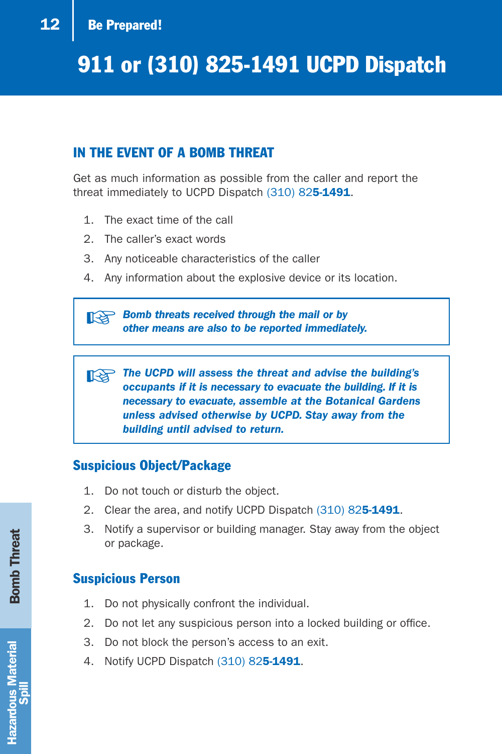# 911 or (310) 825-1491 UCPD Dispatch

## IN THE EVENT OF A BOMB THREAT

Get as much information as possible from the caller and report the threat immediately to UCPD Dispatch (310) 82**5-1491**.

1. The exact time of the call
2. The caller's exact words
3. Any noticeable characteristics of the caller
4. Any information about the explosive device or its location.

> ☞ ***Bomb threats received through the mail or by other means are also to be reported immediately.***

> ☞ ***The UCPD will assess the threat and advise the building's occupants if it is necessary to evacuate the building. If it is necessary to evacuate, assemble at the Botanical Gardens unless advised otherwise by UCPD. Stay away from the building until advised to return.***

### Suspicious Object/Package

1. Do not touch or disturb the object.
2. Clear the area, and notify UCPD Dispatch (310) 82**5-1491**.
3. Notify a supervisor or building manager. Stay away from the object or package.

### Suspicious Person

1. Do not physically confront the individual.
2. Do not let any suspicious person into a locked building or office.
3. Do not block the person's access to an exit.
4. Notify UCPD Dispatch (310) 82**5-1491**.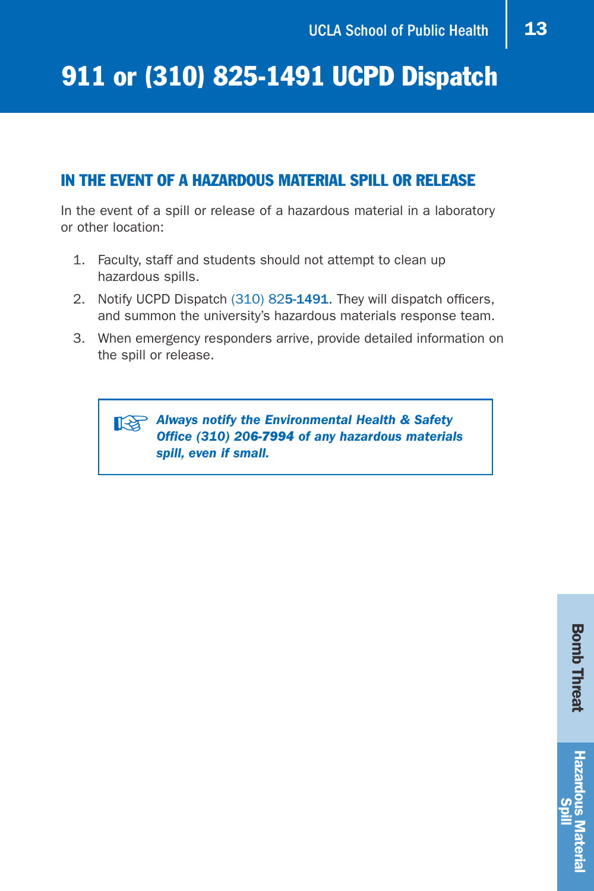# 911 or (310) 825-1491 UCPD Dispatch

## IN THE EVENT OF A HAZARDOUS MATERIAL SPILL OR RELEASE

In the event of a spill or release of a hazardous material in a laboratory or other location:

1. Faculty, staff and students should not attempt to clean up hazardous spills.
2. Notify UCPD Dispatch (310) 825-1491. They will dispatch officers, and summon the university's hazardous materials response team.
3. When emergency responders arrive, provide detailed information on the spill or release.

> ☞ ***Always notify the Environmental Health & Safety Office (310) 206-7994 of any hazardous materials spill, even if small.***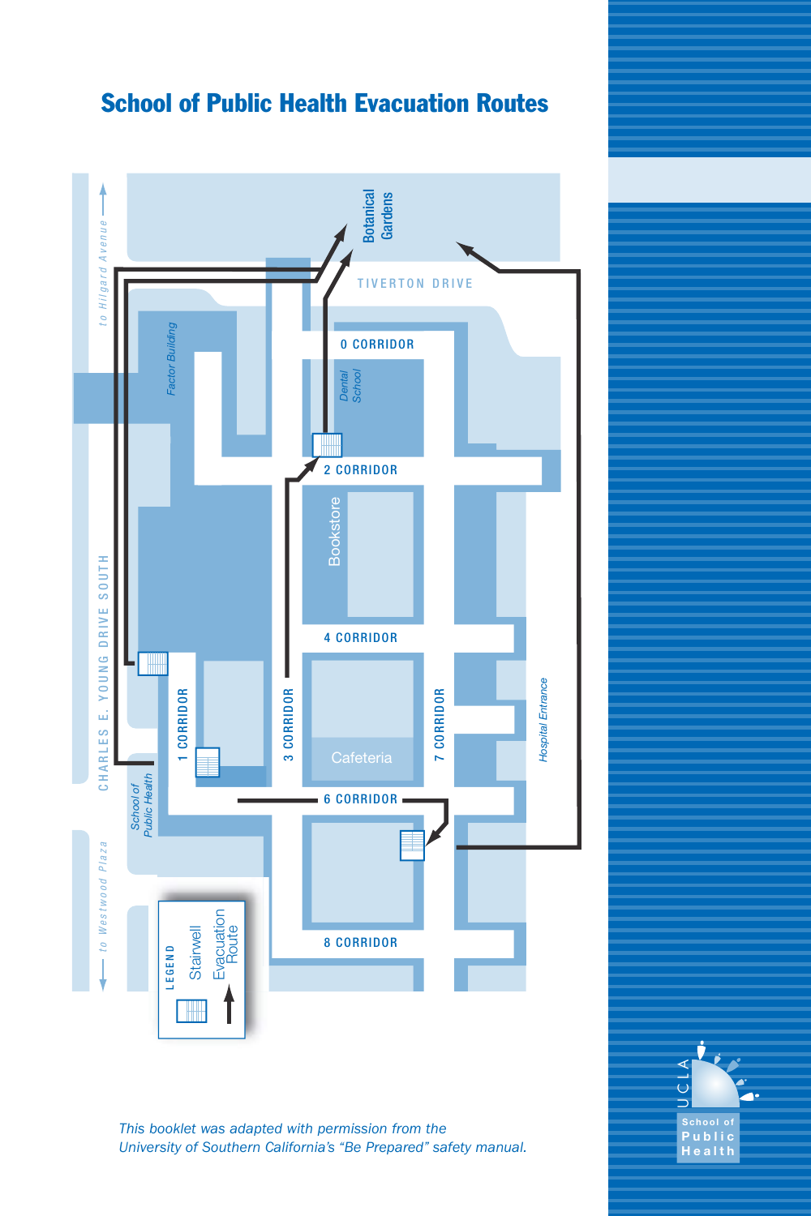# School of Public Health Evacuation Routes

Botanical Gardens

TIVERTON DRIVE

to Hilgard Avenue

Factor Building

0 CORRIDOR

Dental School

2 CORRIDOR

Bookstore

4 CORRIDOR

CHARLES E. YOUNG DRIVE SOUTH

1 CORRIDOR

3 CORRIDOR

Cafeteria

7 CORRIDOR

Hospital Entrance

School of Public Health

6 CORRIDOR

to Westwood Plaza

8 CORRIDOR

LEGEND

Stairwell

Evacuation Route

*This booklet was adapted with permission from the University of Southern California's "Be Prepared" safety manual.*

UCLA School of Public Health